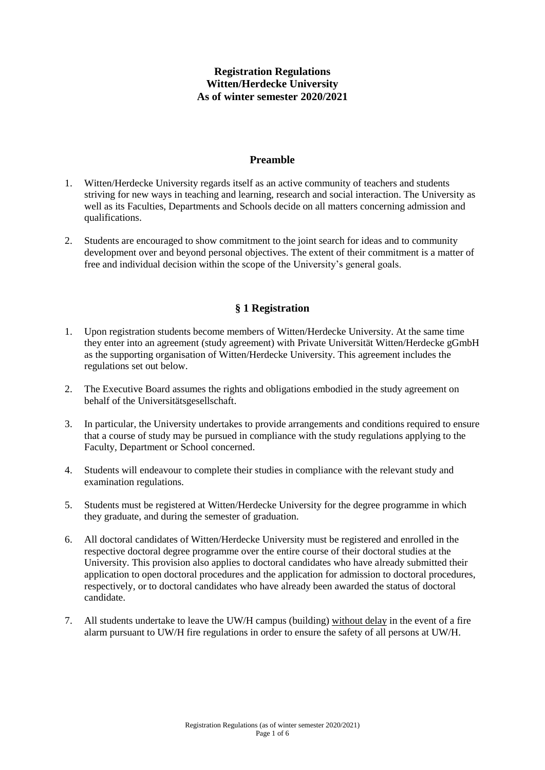# Registration Regulations
# Witten/Herdecke University
# As of winter semester 2020/2021

## Preamble

1. Witten/Herdecke University regards itself as an active community of teachers and students striving for new ways in teaching and learning, research and social interaction. The University as well as its Faculties, Departments and Schools decide on all matters concerning admission and qualifications.

2. Students are encouraged to show commitment to the joint search for ideas and to community development over and beyond personal objectives. The extent of their commitment is a matter of free and individual decision within the scope of the University's general goals.

## § 1 Registration

1. Upon registration students become members of Witten/Herdecke University. At the same time they enter into an agreement (study agreement) with Private Universität Witten/Herdecke gGmbH as the supporting organisation of Witten/Herdecke University. This agreement includes the regulations set out below.

2. The Executive Board assumes the rights and obligations embodied in the study agreement on behalf of the Universitätsgesellschaft.

3. In particular, the University undertakes to provide arrangements and conditions required to ensure that a course of study may be pursued in compliance with the study regulations applying to the Faculty, Department or School concerned.

4. Students will endeavour to complete their studies in compliance with the relevant study and examination regulations.

5. Students must be registered at Witten/Herdecke University for the degree programme in which they graduate, and during the semester of graduation.

6. All doctoral candidates of Witten/Herdecke University must be registered and enrolled in the respective doctoral degree programme over the entire course of their doctoral studies at the University. This provision also applies to doctoral candidates who have already submitted their application to open doctoral procedures and the application for admission to doctoral procedures, respectively, or to doctoral candidates who have already been awarded the status of doctoral candidate.

7. All students undertake to leave the UW/H campus (building) without delay in the event of a fire alarm pursuant to UW/H fire regulations in order to ensure the safety of all persons at UW/H.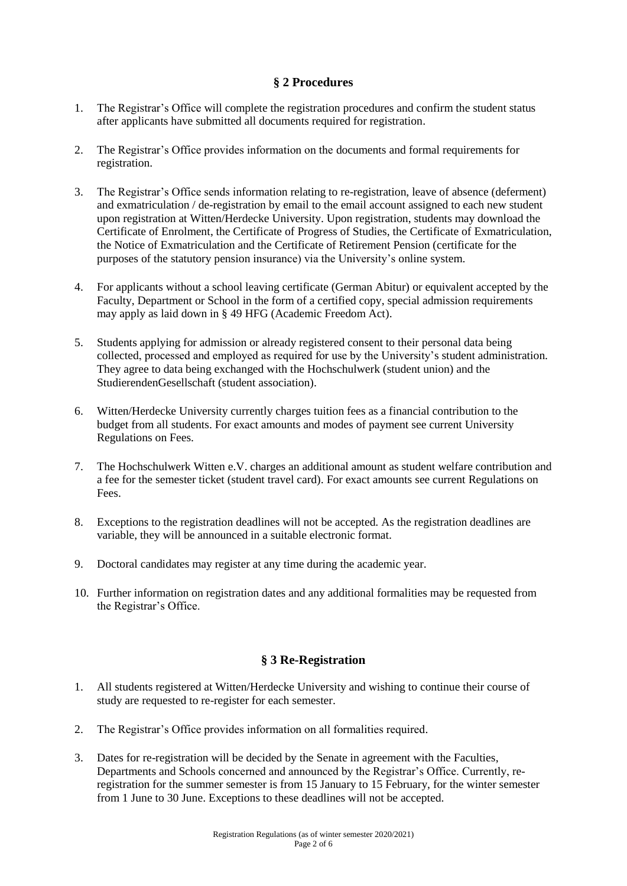## § 2 Procedures

1. The Registrar's Office will complete the registration procedures and confirm the student status after applicants have submitted all documents required for registration.

2. The Registrar's Office provides information on the documents and formal requirements for registration.

3. The Registrar's Office sends information relating to re-registration, leave of absence (deferment) and exmatriculation / de-registration by email to the email account assigned to each new student upon registration at Witten/Herdecke University. Upon registration, students may download the Certificate of Enrolment, the Certificate of Progress of Studies, the Certificate of Exmatriculation, the Notice of Exmatriculation and the Certificate of Retirement Pension (certificate for the purposes of the statutory pension insurance) via the University's online system.

4. For applicants without a school leaving certificate (German Abitur) or equivalent accepted by the Faculty, Department or School in the form of a certified copy, special admission requirements may apply as laid down in § 49 HFG (Academic Freedom Act).

5. Students applying for admission or already registered consent to their personal data being collected, processed and employed as required for use by the University's student administration. They agree to data being exchanged with the Hochschulwerk (student union) and the StudierendenGesellschaft (student association).

6. Witten/Herdecke University currently charges tuition fees as a financial contribution to the budget from all students. For exact amounts and modes of payment see current University Regulations on Fees.

7. The Hochschulwerk Witten e.V. charges an additional amount as student welfare contribution and a fee for the semester ticket (student travel card). For exact amounts see current Regulations on Fees.

8. Exceptions to the registration deadlines will not be accepted. As the registration deadlines are variable, they will be announced in a suitable electronic format.

9. Doctoral candidates may register at any time during the academic year.

10. Further information on registration dates and any additional formalities may be requested from the Registrar's Office.

## § 3 Re-Registration

1. All students registered at Witten/Herdecke University and wishing to continue their course of study are requested to re-register for each semester.

2. The Registrar's Office provides information on all formalities required.

3. Dates for re-registration will be decided by the Senate in agreement with the Faculties, Departments and Schools concerned and announced by the Registrar's Office. Currently, re-registration for the summer semester is from 15 January to 15 February, for the winter semester from 1 June to 30 June. Exceptions to these deadlines will not be accepted.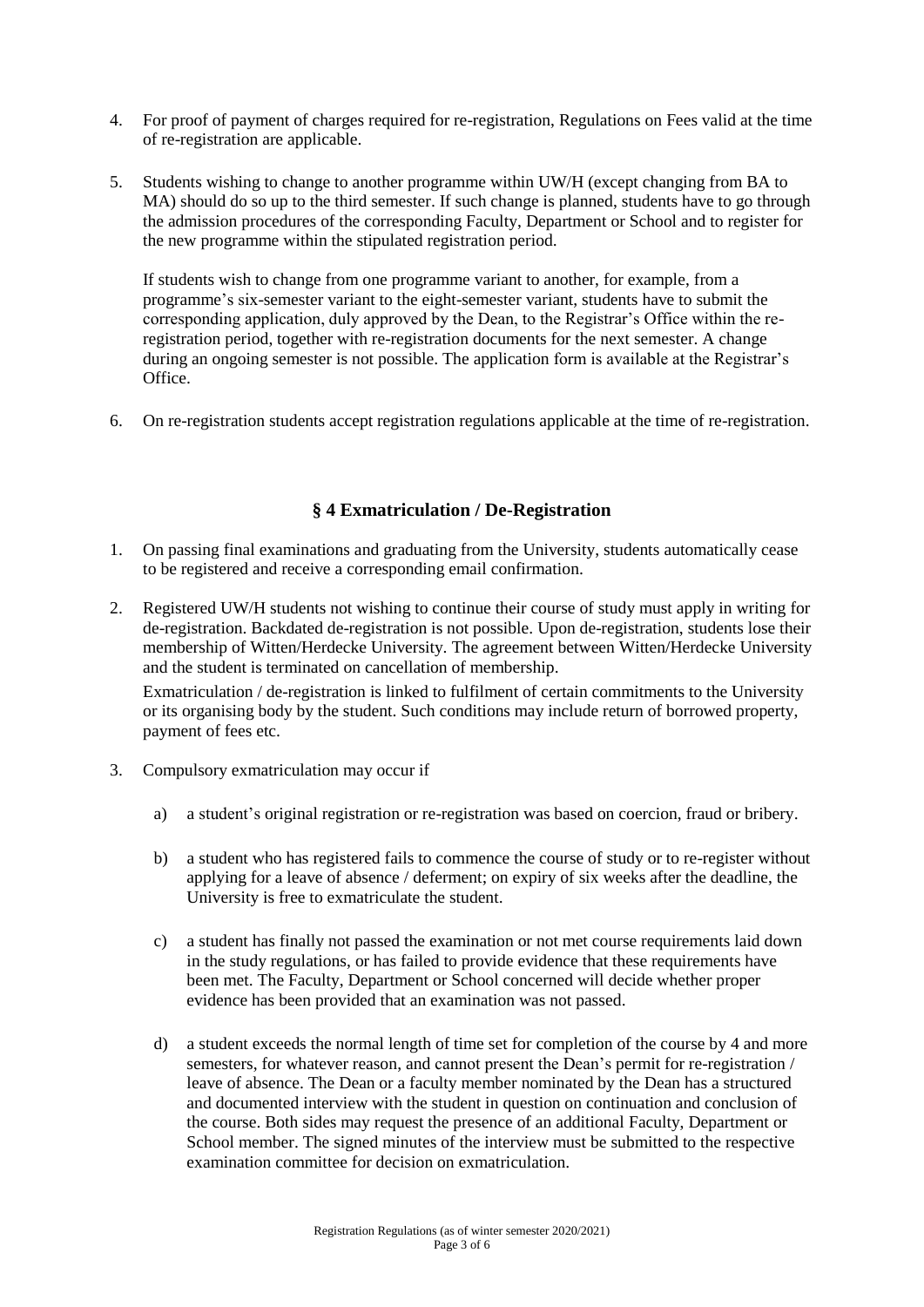4. For proof of payment of charges required for re-registration, Regulations on Fees valid at the time of re-registration are applicable.

5. Students wishing to change to another programme within UW/H (except changing from BA to MA) should do so up to the third semester. If such change is planned, students have to go through the admission procedures of the corresponding Faculty, Department or School and to register for the new programme within the stipulated registration period.

   If students wish to change from one programme variant to another, for example, from a programme's six-semester variant to the eight-semester variant, students have to submit the corresponding application, duly approved by the Dean, to the Registrar's Office within the re-registration period, together with re-registration documents for the next semester. A change during an ongoing semester is not possible. The application form is available at the Registrar's Office.

6. On re-registration students accept registration regulations applicable at the time of re-registration.

## § 4 Exmatriculation / De-Registration

1. On passing final examinations and graduating from the University, students automatically cease to be registered and receive a corresponding email confirmation.

2. Registered UW/H students not wishing to continue their course of study must apply in writing for de-registration. Backdated de-registration is not possible. Upon de-registration, students lose their membership of Witten/Herdecke University. The agreement between Witten/Herdecke University and the student is terminated on cancellation of membership.

   Exmatriculation / de-registration is linked to fulfilment of certain commitments to the University or its organising body by the student. Such conditions may include return of borrowed property, payment of fees etc.

3. Compulsory exmatriculation may occur if

   a) a student's original registration or re-registration was based on coercion, fraud or bribery.

   b) a student who has registered fails to commence the course of study or to re-register without applying for a leave of absence / deferment; on expiry of six weeks after the deadline, the University is free to exmatriculate the student.

   c) a student has finally not passed the examination or not met course requirements laid down in the study regulations, or has failed to provide evidence that these requirements have been met. The Faculty, Department or School concerned will decide whether proper evidence has been provided that an examination was not passed.

   d) a student exceeds the normal length of time set for completion of the course by 4 and more semesters, for whatever reason, and cannot present the Dean's permit for re-registration / leave of absence. The Dean or a faculty member nominated by the Dean has a structured and documented interview with the student in question on continuation and conclusion of the course. Both sides may request the presence of an additional Faculty, Department or School member. The signed minutes of the interview must be submitted to the respective examination committee for decision on exmatriculation.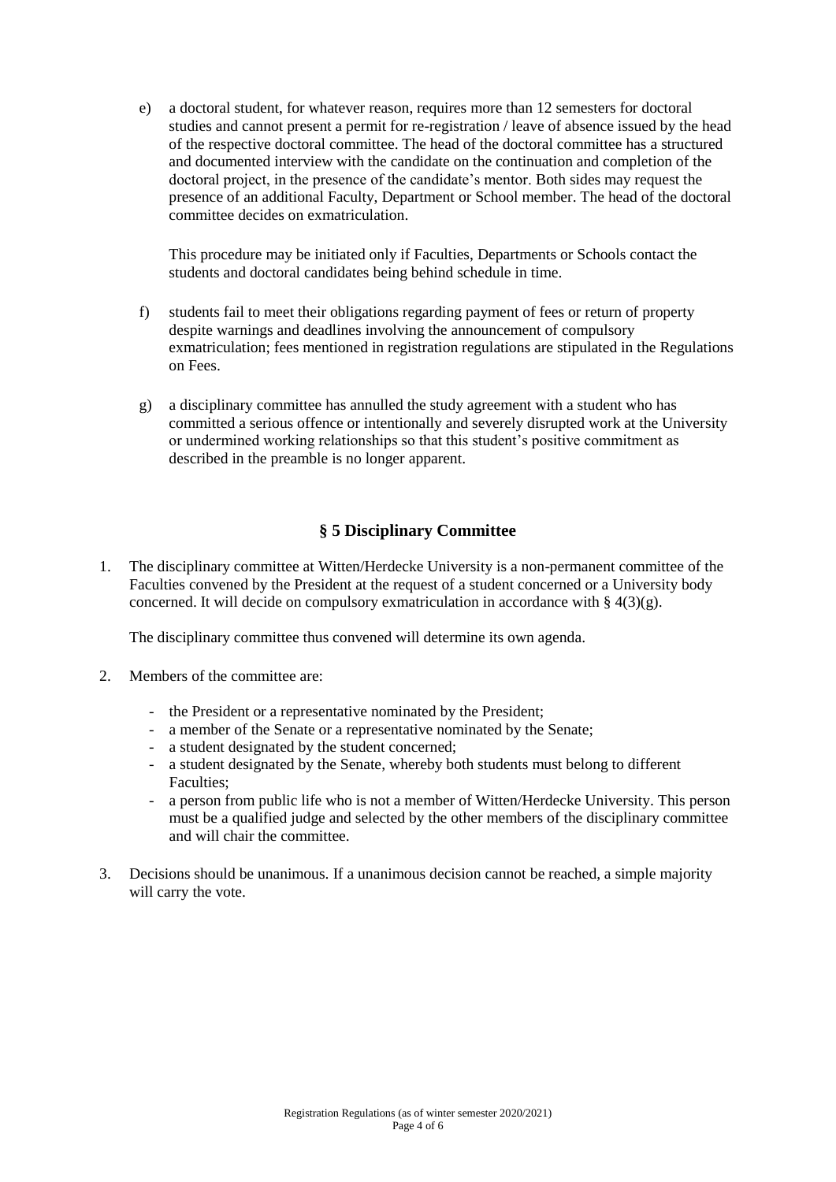e) a doctoral student, for whatever reason, requires more than 12 semesters for doctoral studies and cannot present a permit for re-registration / leave of absence issued by the head of the respective doctoral committee. The head of the doctoral committee has a structured and documented interview with the candidate on the continuation and completion of the doctoral project, in the presence of the candidate's mentor. Both sides may request the presence of an additional Faculty, Department or School member. The head of the doctoral committee decides on exmatriculation.

   This procedure may be initiated only if Faculties, Departments or Schools contact the students and doctoral candidates being behind schedule in time.

f) students fail to meet their obligations regarding payment of fees or return of property despite warnings and deadlines involving the announcement of compulsory exmatriculation; fees mentioned in registration regulations are stipulated in the Regulations on Fees.

g) a disciplinary committee has annulled the study agreement with a student who has committed a serious offence or intentionally and severely disrupted work at the University or undermined working relationships so that this student's positive commitment as described in the preamble is no longer apparent.

## § 5 Disciplinary Committee

1. The disciplinary committee at Witten/Herdecke University is a non-permanent committee of the Faculties convened by the President at the request of a student concerned or a University body concerned. It will decide on compulsory exmatriculation in accordance with § 4(3)(g).

   The disciplinary committee thus convened will determine its own agenda.

2. Members of the committee are:

   - the President or a representative nominated by the President;
   - a member of the Senate or a representative nominated by the Senate;
   - a student designated by the student concerned;
   - a student designated by the Senate, whereby both students must belong to different Faculties;
   - a person from public life who is not a member of Witten/Herdecke University. This person must be a qualified judge and selected by the other members of the disciplinary committee and will chair the committee.

3. Decisions should be unanimous. If a unanimous decision cannot be reached, a simple majority will carry the vote.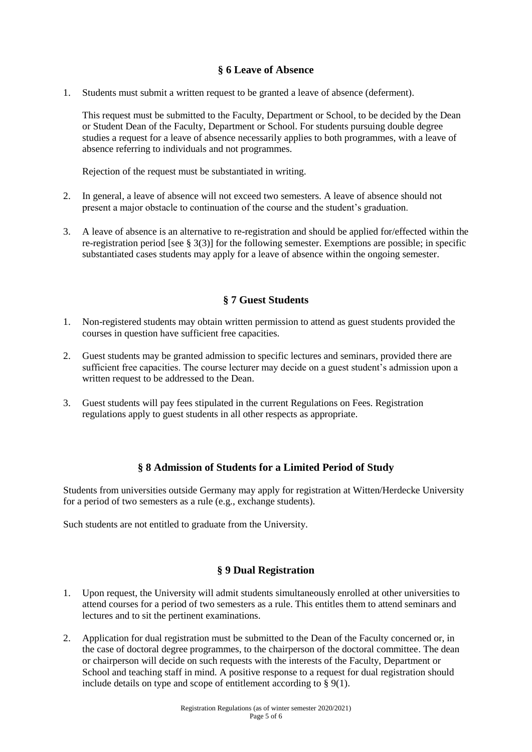## § 6 Leave of Absence

1. Students must submit a written request to be granted a leave of absence (deferment).

   This request must be submitted to the Faculty, Department or School, to be decided by the Dean or Student Dean of the Faculty, Department or School. For students pursuing double degree studies a request for a leave of absence necessarily applies to both programmes, with a leave of absence referring to individuals and not programmes.

   Rejection of the request must be substantiated in writing.

2. In general, a leave of absence will not exceed two semesters. A leave of absence should not present a major obstacle to continuation of the course and the student's graduation.

3. A leave of absence is an alternative to re-registration and should be applied for/effected within the re-registration period [see § 3(3)] for the following semester. Exemptions are possible; in specific substantiated cases students may apply for a leave of absence within the ongoing semester.

## § 7 Guest Students

1. Non-registered students may obtain written permission to attend as guest students provided the courses in question have sufficient free capacities.

2. Guest students may be granted admission to specific lectures and seminars, provided there are sufficient free capacities. The course lecturer may decide on a guest student's admission upon a written request to be addressed to the Dean.

3. Guest students will pay fees stipulated in the current Regulations on Fees. Registration regulations apply to guest students in all other respects as appropriate.

## § 8 Admission of Students for a Limited Period of Study

Students from universities outside Germany may apply for registration at Witten/Herdecke University for a period of two semesters as a rule (e.g., exchange students).

Such students are not entitled to graduate from the University.

## § 9 Dual Registration

1. Upon request, the University will admit students simultaneously enrolled at other universities to attend courses for a period of two semesters as a rule. This entitles them to attend seminars and lectures and to sit the pertinent examinations.

2. Application for dual registration must be submitted to the Dean of the Faculty concerned or, in the case of doctoral degree programmes, to the chairperson of the doctoral committee. The dean or chairperson will decide on such requests with the interests of the Faculty, Department or School and teaching staff in mind. A positive response to a request for dual registration should include details on type and scope of entitlement according to § 9(1).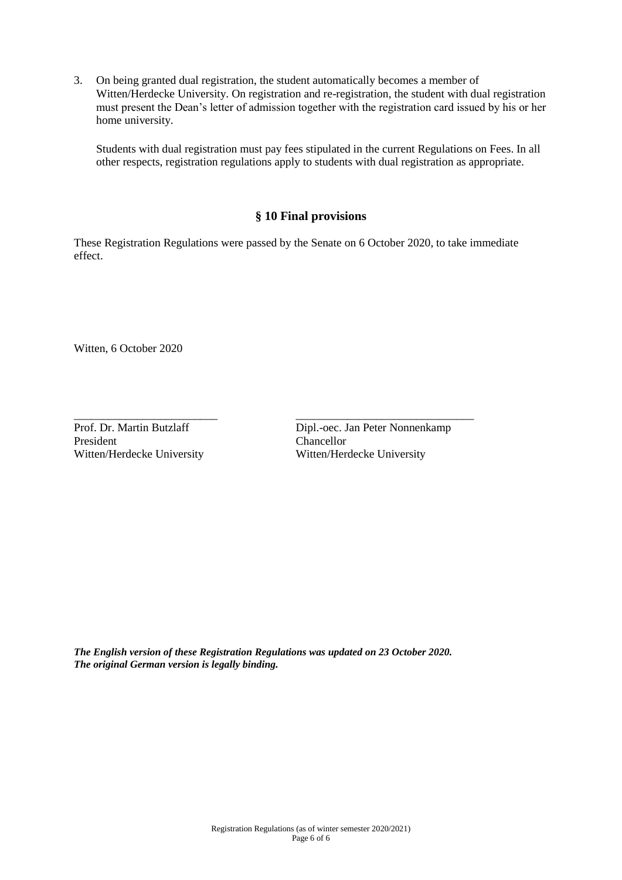3. On being granted dual registration, the student automatically becomes a member of Witten/Herdecke University. On registration and re-registration, the student with dual registration must present the Dean's letter of admission together with the registration card issued by his or her home university.

   Students with dual registration must pay fees stipulated in the current Regulations on Fees. In all other respects, registration regulations apply to students with dual registration as appropriate.

## § 10 Final provisions

These Registration Regulations were passed by the Senate on 6 October 2020, to take immediate effect.

Witten, 6 October 2020

| | |
|---|---|
| _________________________ | _______________________________ |
| Prof. Dr. Martin Butzlaff | Dipl.-oec. Jan Peter Nonnenkamp |
| President | Chancellor |
| Witten/Herdecke University | Witten/Herdecke University |

***The English version of these Registration Regulations was updated on 23 October 2020.***
***The original German version is legally binding.***